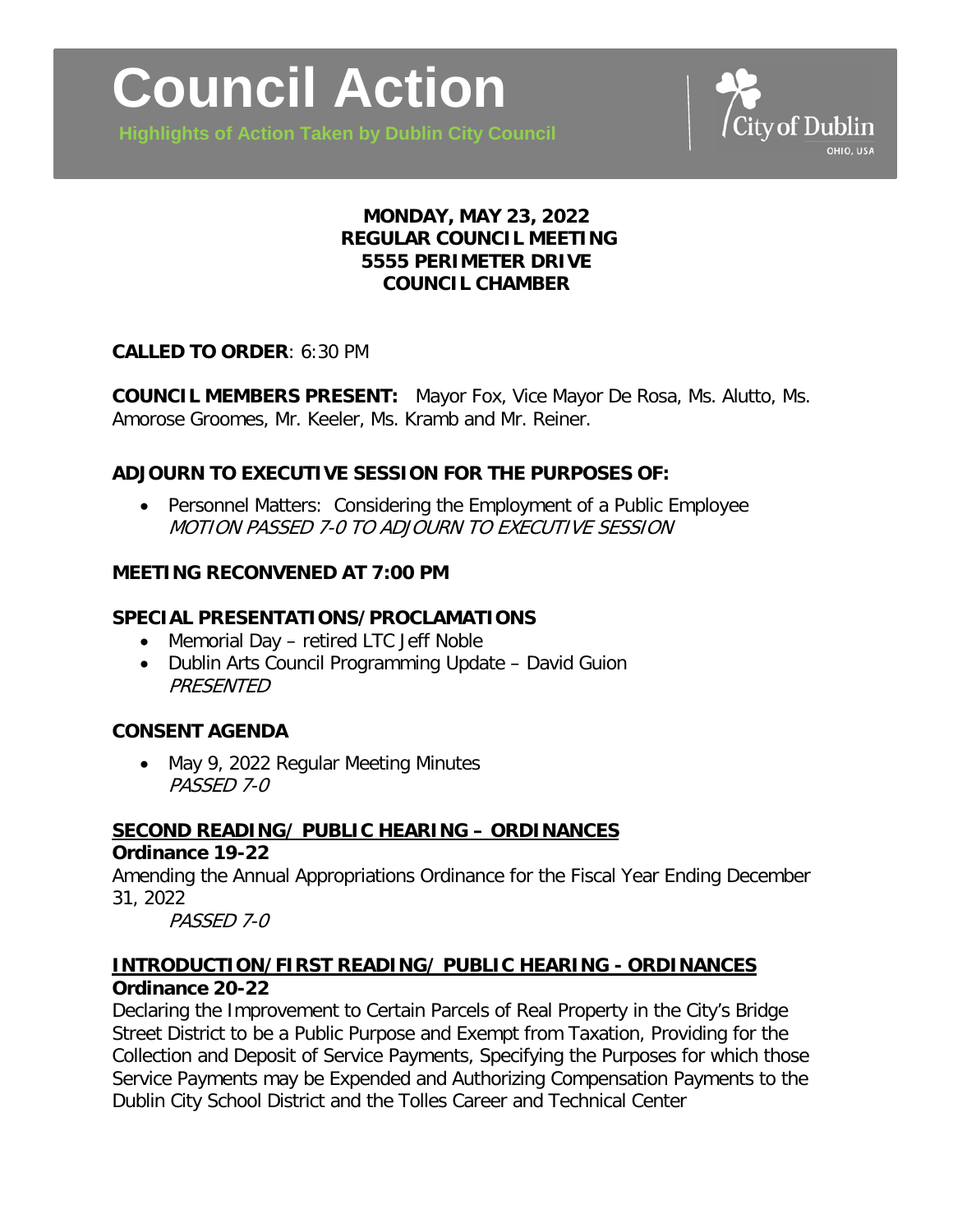# Council Action

**Highlights of Action Taken by Dublin City Council**

City of Dublin
OHIO, USA

**MONDAY, MAY 23, 2022**
**REGULAR COUNCIL MEETING**
**5555 PERIMETER DRIVE**
**COUNCIL CHAMBER**

**CALLED TO ORDER**: 6:30 PM

**COUNCIL MEMBERS PRESENT:** Mayor Fox, Vice Mayor De Rosa, Ms. Alutto, Ms. Amorose Groomes, Mr. Keeler, Ms. Kramb and Mr. Reiner.

## ADJOURN TO EXECUTIVE SESSION FOR THE PURPOSES OF:

- Personnel Matters: Considering the Employment of a Public Employee
  *MOTION PASSED 7-0 TO ADJOURN TO EXECUTIVE SESSION*

## MEETING RECONVENED AT 7:00 PM

## SPECIAL PRESENTATIONS/PROCLAMATIONS

- Memorial Day – retired LTC Jeff Noble
- Dublin Arts Council Programming Update – David Guion
  *PRESENTED*

## CONSENT AGENDA

- May 9, 2022 Regular Meeting Minutes
  *PASSED 7-0*

## SECOND READING/ PUBLIC HEARING – ORDINANCES

**Ordinance 19-22**
Amending the Annual Appropriations Ordinance for the Fiscal Year Ending December 31, 2022
*PASSED 7-0*

## INTRODUCTION/FIRST READING/ PUBLIC HEARING - ORDINANCES

**Ordinance 20-22**
Declaring the Improvement to Certain Parcels of Real Property in the City's Bridge Street District to be a Public Purpose and Exempt from Taxation, Providing for the Collection and Deposit of Service Payments, Specifying the Purposes for which those Service Payments may be Expended and Authorizing Compensation Payments to the Dublin City School District and the Tolles Career and Technical Center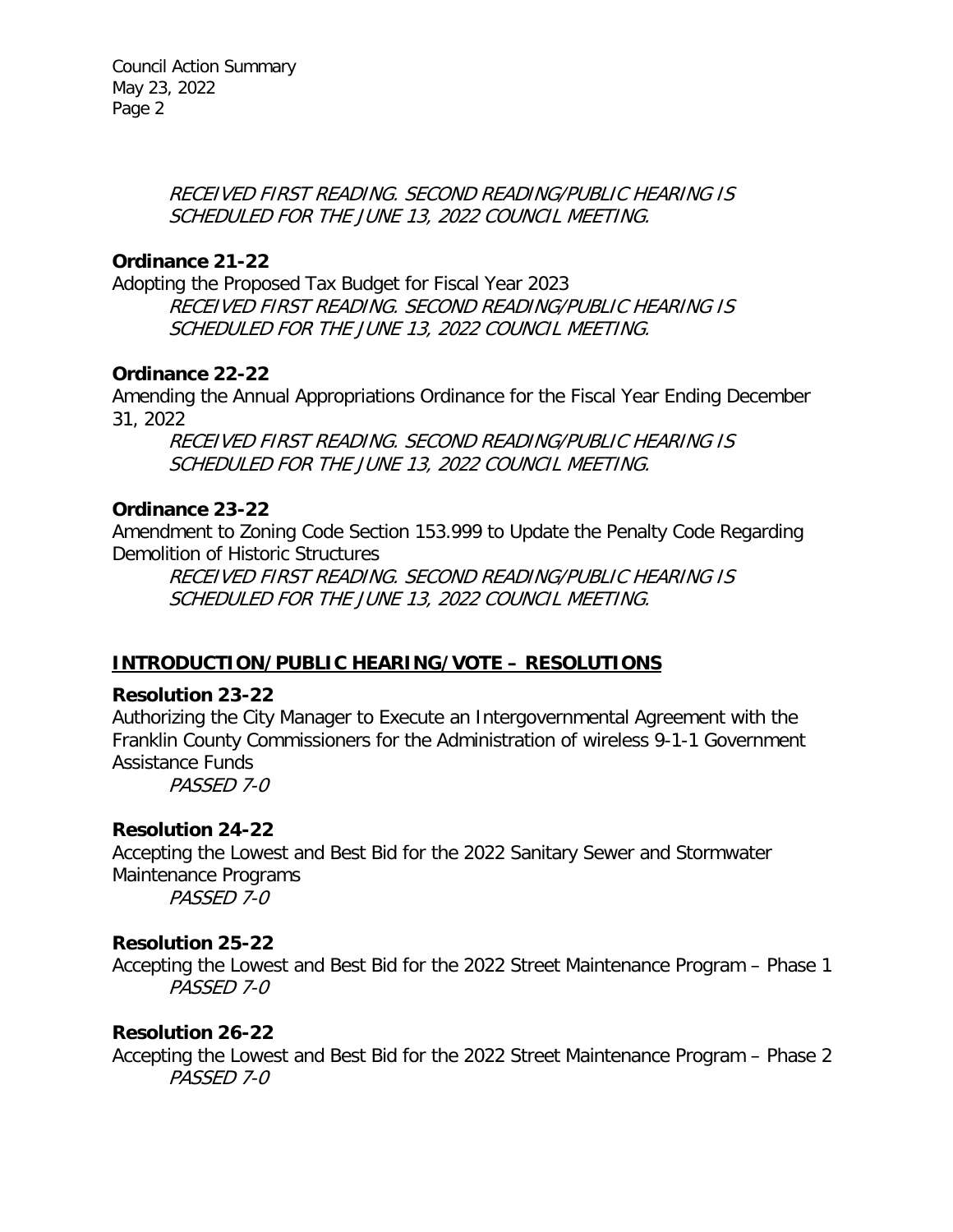*RECEIVED FIRST READING. SECOND READING/PUBLIC HEARING IS SCHEDULED FOR THE JUNE 13, 2022 COUNCIL MEETING.*

**Ordinance 21-22**
Adopting the Proposed Tax Budget for Fiscal Year 2023
*RECEIVED FIRST READING. SECOND READING/PUBLIC HEARING IS SCHEDULED FOR THE JUNE 13, 2022 COUNCIL MEETING.*

**Ordinance 22-22**
Amending the Annual Appropriations Ordinance for the Fiscal Year Ending December 31, 2022
*RECEIVED FIRST READING. SECOND READING/PUBLIC HEARING IS SCHEDULED FOR THE JUNE 13, 2022 COUNCIL MEETING.*

**Ordinance 23-22**
Amendment to Zoning Code Section 153.999 to Update the Penalty Code Regarding Demolition of Historic Structures
*RECEIVED FIRST READING. SECOND READING/PUBLIC HEARING IS SCHEDULED FOR THE JUNE 13, 2022 COUNCIL MEETING.*

## **INTRODUCTION/PUBLIC HEARING/VOTE – RESOLUTIONS**

**Resolution 23-22**
Authorizing the City Manager to Execute an Intergovernmental Agreement with the Franklin County Commissioners for the Administration of wireless 9-1-1 Government Assistance Funds
*PASSED 7-0*

**Resolution 24-22**
Accepting the Lowest and Best Bid for the 2022 Sanitary Sewer and Stormwater Maintenance Programs
*PASSED 7-0*

**Resolution 25-22**
Accepting the Lowest and Best Bid for the 2022 Street Maintenance Program – Phase 1
*PASSED 7-0*

**Resolution 26-22**
Accepting the Lowest and Best Bid for the 2022 Street Maintenance Program – Phase 2
*PASSED 7-0*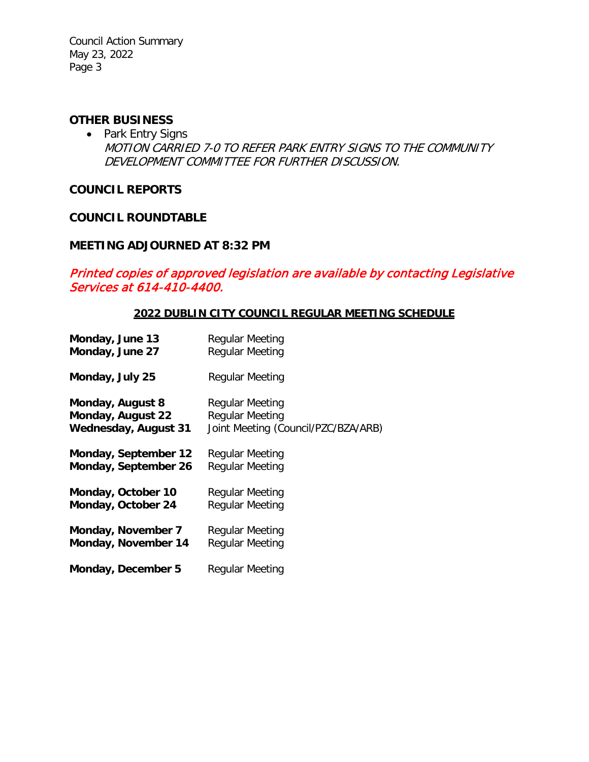## OTHER BUSINESS

- Park Entry Signs
  *MOTION CARRIED 7-0 TO REFER PARK ENTRY SIGNS TO THE COMMUNITY DEVELOPMENT COMMITTEE FOR FURTHER DISCUSSION.*

## COUNCIL REPORTS

## COUNCIL ROUNDTABLE

## MEETING ADJOURNED AT 8:32 PM

*Printed copies of approved legislation are available by contacting Legislative Services at 614-410-4400.*

### 2022 DUBLIN CITY COUNCIL REGULAR MEETING SCHEDULE

| | |
|---|---|
| **Monday, June 13** | Regular Meeting |
| **Monday, June 27** | Regular Meeting |
| **Monday, July 25** | Regular Meeting |
| **Monday, August 8** | Regular Meeting |
| **Monday, August 22** | Regular Meeting |
| **Wednesday, August 31** | Joint Meeting (Council/PZC/BZA/ARB) |
| **Monday, September 12** | Regular Meeting |
| **Monday, September 26** | Regular Meeting |
| **Monday, October 10** | Regular Meeting |
| **Monday, October 24** | Regular Meeting |
| **Monday, November 7** | Regular Meeting |
| **Monday, November 14** | Regular Meeting |
| **Monday, December 5** | Regular Meeting |